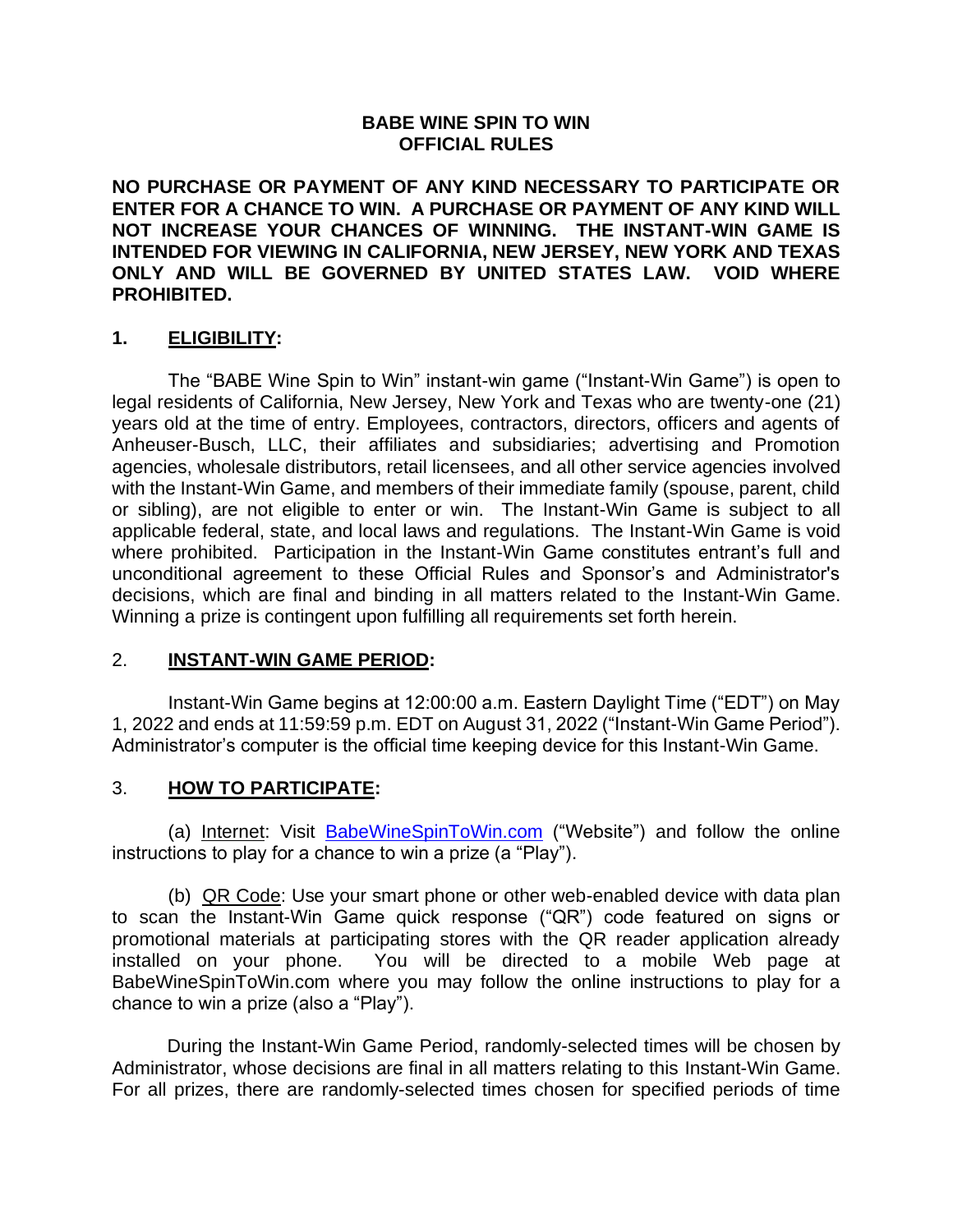# BABE WINE SPIN TO WIN
# OFFICIAL RULES

**NO PURCHASE OR PAYMENT OF ANY KIND NECESSARY TO PARTICIPATE OR ENTER FOR A CHANCE TO WIN. A PURCHASE OR PAYMENT OF ANY KIND WILL NOT INCREASE YOUR CHANCES OF WINNING. THE INSTANT-WIN GAME IS INTENDED FOR VIEWING IN CALIFORNIA, NEW JERSEY, NEW YORK AND TEXAS ONLY AND WILL BE GOVERNED BY UNITED STATES LAW. VOID WHERE PROHIBITED.**

## 1. ELIGIBILITY:

The "BABE Wine Spin to Win" instant-win game ("Instant-Win Game") is open to legal residents of California, New Jersey, New York and Texas who are twenty-one (21) years old at the time of entry. Employees, contractors, directors, officers and agents of Anheuser-Busch, LLC, their affiliates and subsidiaries; advertising and Promotion agencies, wholesale distributors, retail licensees, and all other service agencies involved with the Instant-Win Game, and members of their immediate family (spouse, parent, child or sibling), are not eligible to enter or win. The Instant-Win Game is subject to all applicable federal, state, and local laws and regulations. The Instant-Win Game is void where prohibited. Participation in the Instant-Win Game constitutes entrant's full and unconditional agreement to these Official Rules and Sponsor's and Administrator's decisions, which are final and binding in all matters related to the Instant-Win Game. Winning a prize is contingent upon fulfilling all requirements set forth herein.

## 2. INSTANT-WIN GAME PERIOD:

Instant-Win Game begins at 12:00:00 a.m. Eastern Daylight Time ("EDT") on May 1, 2022 and ends at 11:59:59 p.m. EDT on August 31, 2022 ("Instant-Win Game Period"). Administrator's computer is the official time keeping device for this Instant-Win Game.

## 3. HOW TO PARTICIPATE:

(a) Internet: Visit BabeWineSpinToWin.com ("Website") and follow the online instructions to play for a chance to win a prize (a "Play").

(b) QR Code: Use your smart phone or other web-enabled device with data plan to scan the Instant-Win Game quick response ("QR") code featured on signs or promotional materials at participating stores with the QR reader application already installed on your phone. You will be directed to a mobile Web page at BabeWineSpinToWin.com where you may follow the online instructions to play for a chance to win a prize (also a "Play").

During the Instant-Win Game Period, randomly-selected times will be chosen by Administrator, whose decisions are final in all matters relating to this Instant-Win Game. For all prizes, there are randomly-selected times chosen for specified periods of time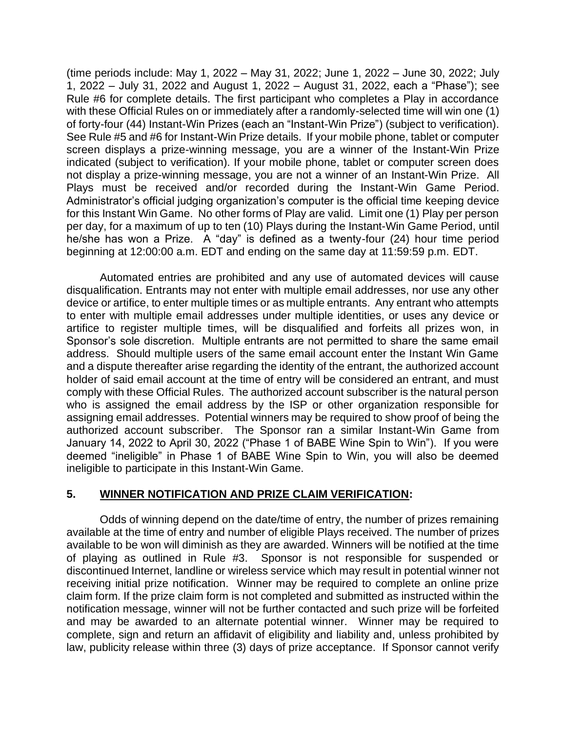(time periods include: May 1, 2022 – May 31, 2022; June 1, 2022 – June 30, 2022; July 1, 2022 – July 31, 2022 and August 1, 2022 – August 31, 2022, each a "Phase"); see Rule #6 for complete details. The first participant who completes a Play in accordance with these Official Rules on or immediately after a randomly-selected time will win one (1) of forty-four (44) Instant-Win Prizes (each an "Instant-Win Prize") (subject to verification). See Rule #5 and #6 for Instant-Win Prize details. If your mobile phone, tablet or computer screen displays a prize-winning message, you are a winner of the Instant-Win Prize indicated (subject to verification). If your mobile phone, tablet or computer screen does not display a prize-winning message, you are not a winner of an Instant-Win Prize. All Plays must be received and/or recorded during the Instant-Win Game Period. Administrator's official judging organization's computer is the official time keeping device for this Instant Win Game. No other forms of Play are valid. Limit one (1) Play per person per day, for a maximum of up to ten (10) Plays during the Instant-Win Game Period, until he/she has won a Prize. A "day" is defined as a twenty-four (24) hour time period beginning at 12:00:00 a.m. EDT and ending on the same day at 11:59:59 p.m. EDT.

Automated entries are prohibited and any use of automated devices will cause disqualification. Entrants may not enter with multiple email addresses, nor use any other device or artifice, to enter multiple times or as multiple entrants. Any entrant who attempts to enter with multiple email addresses under multiple identities, or uses any device or artifice to register multiple times, will be disqualified and forfeits all prizes won, in Sponsor's sole discretion. Multiple entrants are not permitted to share the same email address. Should multiple users of the same email account enter the Instant Win Game and a dispute thereafter arise regarding the identity of the entrant, the authorized account holder of said email account at the time of entry will be considered an entrant, and must comply with these Official Rules. The authorized account subscriber is the natural person who is assigned the email address by the ISP or other organization responsible for assigning email addresses. Potential winners may be required to show proof of being the authorized account subscriber. The Sponsor ran a similar Instant-Win Game from January 14, 2022 to April 30, 2022 ("Phase 1 of BABE Wine Spin to Win"). If you were deemed "ineligible" in Phase 1 of BABE Wine Spin to Win, you will also be deemed ineligible to participate in this Instant-Win Game.

## 5. **WINNER NOTIFICATION AND PRIZE CLAIM VERIFICATION:**

Odds of winning depend on the date/time of entry, the number of prizes remaining available at the time of entry and number of eligible Plays received. The number of prizes available to be won will diminish as they are awarded. Winners will be notified at the time of playing as outlined in Rule #3. Sponsor is not responsible for suspended or discontinued Internet, landline or wireless service which may result in potential winner not receiving initial prize notification. Winner may be required to complete an online prize claim form. If the prize claim form is not completed and submitted as instructed within the notification message, winner will not be further contacted and such prize will be forfeited and may be awarded to an alternate potential winner. Winner may be required to complete, sign and return an affidavit of eligibility and liability and, unless prohibited by law, publicity release within three (3) days of prize acceptance. If Sponsor cannot verify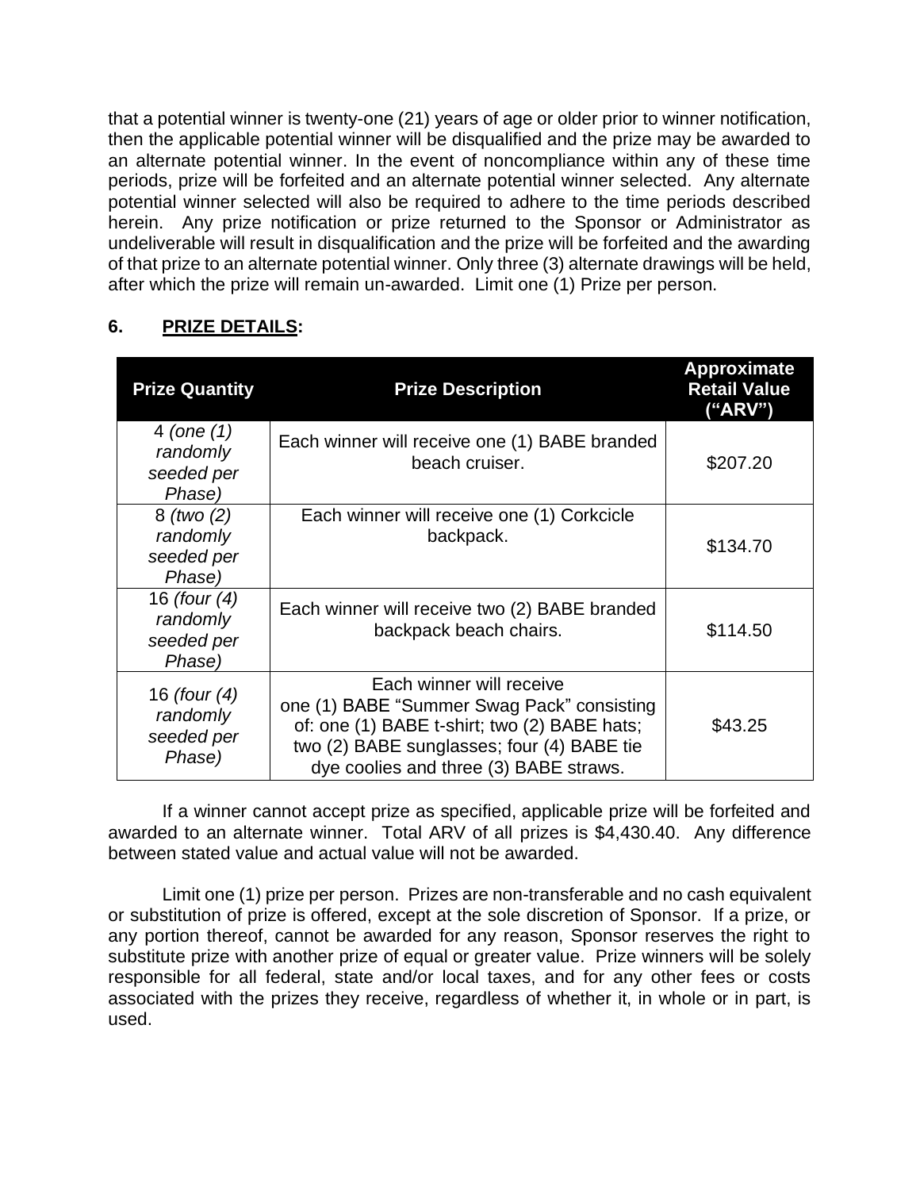that a potential winner is twenty-one (21) years of age or older prior to winner notification, then the applicable potential winner will be disqualified and the prize may be awarded to an alternate potential winner. In the event of noncompliance within any of these time periods, prize will be forfeited and an alternate potential winner selected. Any alternate potential winner selected will also be required to adhere to the time periods described herein. Any prize notification or prize returned to the Sponsor or Administrator as undeliverable will result in disqualification and the prize will be forfeited and the awarding of that prize to an alternate potential winner. Only three (3) alternate drawings will be held, after which the prize will remain un-awarded. Limit one (1) Prize per person.

## 6. <u>PRIZE DETAILS</u>:

| Prize Quantity | Prize Description | Approximate Retail Value ("ARV") |
|---|---|---|
| 4 *(one (1) randomly seeded per Phase)* | Each winner will receive one (1) BABE branded beach cruiser. | $207.20 |
| 8 *(two (2) randomly seeded per Phase)* | Each winner will receive one (1) Corkcicle backpack. | $134.70 |
| 16 *(four (4) randomly seeded per Phase)* | Each winner will receive two (2) BABE branded backpack beach chairs. | $114.50 |
| 16 *(four (4) randomly seeded per Phase)* | Each winner will receive one (1) BABE "Summer Swag Pack" consisting of: one (1) BABE t-shirt; two (2) BABE hats; two (2) BABE sunglasses; four (4) BABE tie dye coolies and three (3) BABE straws. | $43.25 |

If a winner cannot accept prize as specified, applicable prize will be forfeited and awarded to an alternate winner. Total ARV of all prizes is $4,430.40. Any difference between stated value and actual value will not be awarded.

Limit one (1) prize per person. Prizes are non-transferable and no cash equivalent or substitution of prize is offered, except at the sole discretion of Sponsor. If a prize, or any portion thereof, cannot be awarded for any reason, Sponsor reserves the right to substitute prize with another prize of equal or greater value. Prize winners will be solely responsible for all federal, state and/or local taxes, and for any other fees or costs associated with the prizes they receive, regardless of whether it, in whole or in part, is used.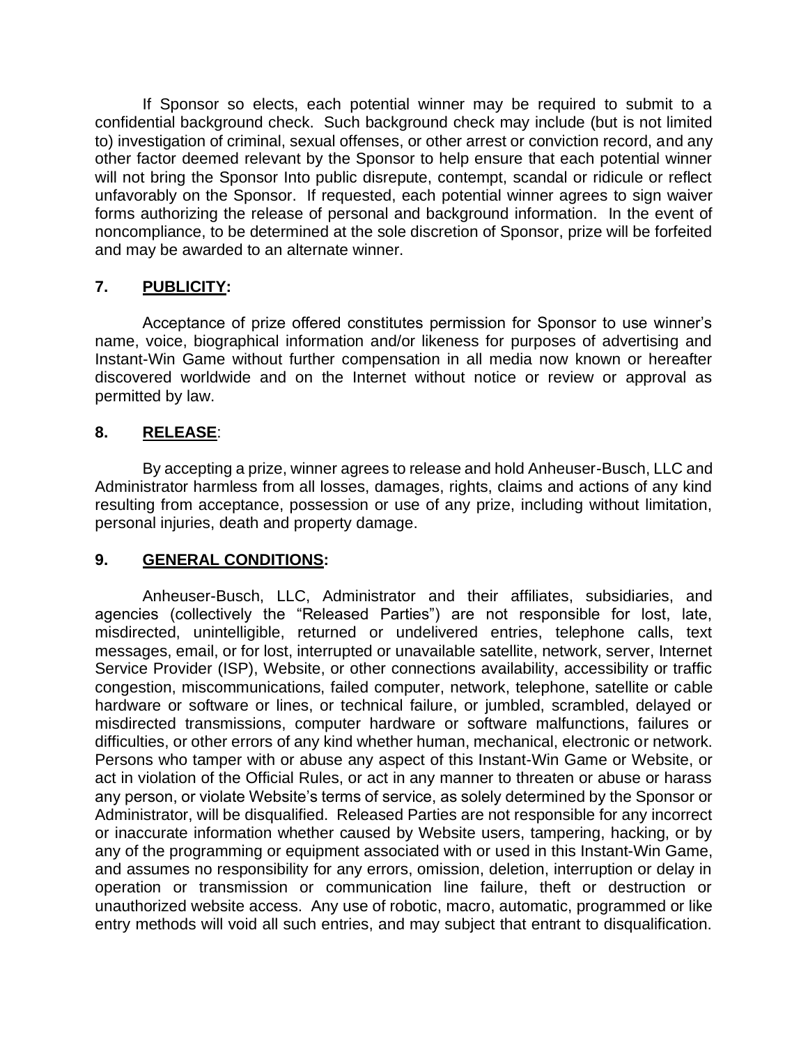If Sponsor so elects, each potential winner may be required to submit to a confidential background check. Such background check may include (but is not limited to) investigation of criminal, sexual offenses, or other arrest or conviction record, and any other factor deemed relevant by the Sponsor to help ensure that each potential winner will not bring the Sponsor Into public disrepute, contempt, scandal or ridicule or reflect unfavorably on the Sponsor. If requested, each potential winner agrees to sign waiver forms authorizing the release of personal and background information. In the event of noncompliance, to be determined at the sole discretion of Sponsor, prize will be forfeited and may be awarded to an alternate winner.

## 7. <u>PUBLICITY</u>:

Acceptance of prize offered constitutes permission for Sponsor to use winner's name, voice, biographical information and/or likeness for purposes of advertising and Instant-Win Game without further compensation in all media now known or hereafter discovered worldwide and on the Internet without notice or review or approval as permitted by law.

## 8. <u>RELEASE</u>:

By accepting a prize, winner agrees to release and hold Anheuser-Busch, LLC and Administrator harmless from all losses, damages, rights, claims and actions of any kind resulting from acceptance, possession or use of any prize, including without limitation, personal injuries, death and property damage.

## 9. <u>GENERAL CONDITIONS</u>:

Anheuser-Busch, LLC, Administrator and their affiliates, subsidiaries, and agencies (collectively the "Released Parties") are not responsible for lost, late, misdirected, unintelligible, returned or undelivered entries, telephone calls, text messages, email, or for lost, interrupted or unavailable satellite, network, server, Internet Service Provider (ISP), Website, or other connections availability, accessibility or traffic congestion, miscommunications, failed computer, network, telephone, satellite or cable hardware or software or lines, or technical failure, or jumbled, scrambled, delayed or misdirected transmissions, computer hardware or software malfunctions, failures or difficulties, or other errors of any kind whether human, mechanical, electronic or network. Persons who tamper with or abuse any aspect of this Instant-Win Game or Website, or act in violation of the Official Rules, or act in any manner to threaten or abuse or harass any person, or violate Website's terms of service, as solely determined by the Sponsor or Administrator, will be disqualified. Released Parties are not responsible for any incorrect or inaccurate information whether caused by Website users, tampering, hacking, or by any of the programming or equipment associated with or used in this Instant-Win Game, and assumes no responsibility for any errors, omission, deletion, interruption or delay in operation or transmission or communication line failure, theft or destruction or unauthorized website access. Any use of robotic, macro, automatic, programmed or like entry methods will void all such entries, and may subject that entrant to disqualification.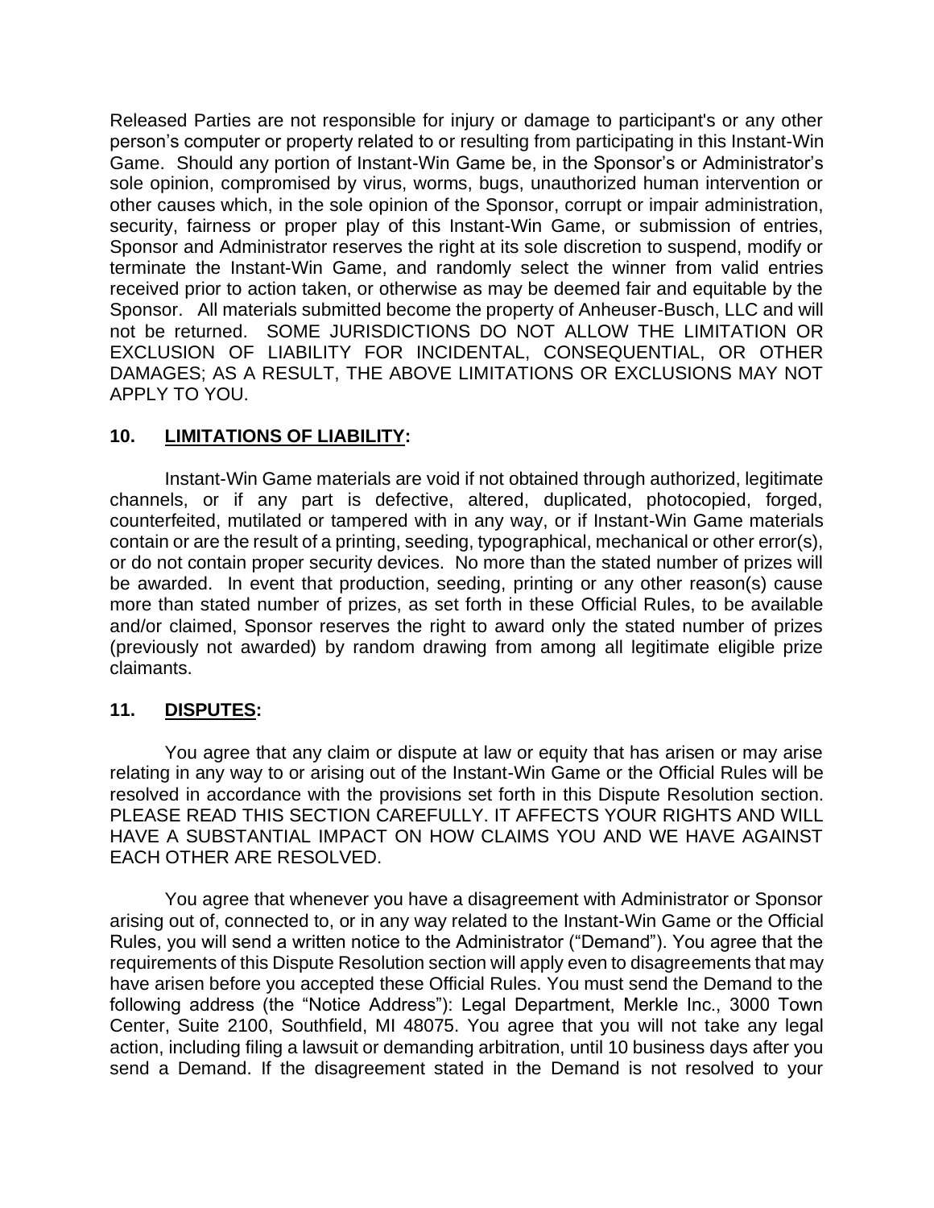Released Parties are not responsible for injury or damage to participant's or any other person's computer or property related to or resulting from participating in this Instant-Win Game. Should any portion of Instant-Win Game be, in the Sponsor's or Administrator's sole opinion, compromised by virus, worms, bugs, unauthorized human intervention or other causes which, in the sole opinion of the Sponsor, corrupt or impair administration, security, fairness or proper play of this Instant-Win Game, or submission of entries, Sponsor and Administrator reserves the right at its sole discretion to suspend, modify or terminate the Instant-Win Game, and randomly select the winner from valid entries received prior to action taken, or otherwise as may be deemed fair and equitable by the Sponsor. All materials submitted become the property of Anheuser-Busch, LLC and will not be returned. SOME JURISDICTIONS DO NOT ALLOW THE LIMITATION OR EXCLUSION OF LIABILITY FOR INCIDENTAL, CONSEQUENTIAL, OR OTHER DAMAGES; AS A RESULT, THE ABOVE LIMITATIONS OR EXCLUSIONS MAY NOT APPLY TO YOU.

## 10. LIMITATIONS OF LIABILITY:

Instant-Win Game materials are void if not obtained through authorized, legitimate channels, or if any part is defective, altered, duplicated, photocopied, forged, counterfeited, mutilated or tampered with in any way, or if Instant-Win Game materials contain or are the result of a printing, seeding, typographical, mechanical or other error(s), or do not contain proper security devices. No more than the stated number of prizes will be awarded. In event that production, seeding, printing or any other reason(s) cause more than stated number of prizes, as set forth in these Official Rules, to be available and/or claimed, Sponsor reserves the right to award only the stated number of prizes (previously not awarded) by random drawing from among all legitimate eligible prize claimants.

## 11. DISPUTES:

You agree that any claim or dispute at law or equity that has arisen or may arise relating in any way to or arising out of the Instant-Win Game or the Official Rules will be resolved in accordance with the provisions set forth in this Dispute Resolution section. PLEASE READ THIS SECTION CAREFULLY. IT AFFECTS YOUR RIGHTS AND WILL HAVE A SUBSTANTIAL IMPACT ON HOW CLAIMS YOU AND WE HAVE AGAINST EACH OTHER ARE RESOLVED.

You agree that whenever you have a disagreement with Administrator or Sponsor arising out of, connected to, or in any way related to the Instant-Win Game or the Official Rules, you will send a written notice to the Administrator ("Demand"). You agree that the requirements of this Dispute Resolution section will apply even to disagreements that may have arisen before you accepted these Official Rules. You must send the Demand to the following address (the "Notice Address"): Legal Department, Merkle Inc., 3000 Town Center, Suite 2100, Southfield, MI 48075. You agree that you will not take any legal action, including filing a lawsuit or demanding arbitration, until 10 business days after you send a Demand. If the disagreement stated in the Demand is not resolved to your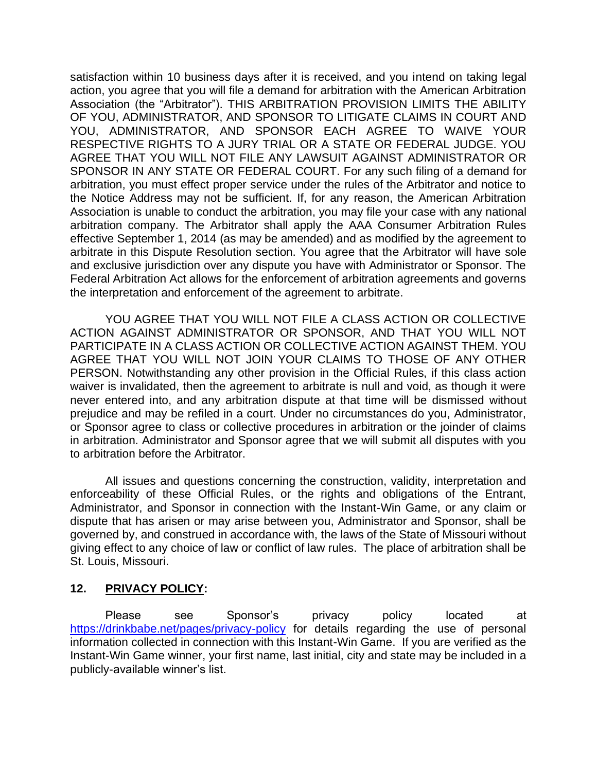satisfaction within 10 business days after it is received, and you intend on taking legal action, you agree that you will file a demand for arbitration with the American Arbitration Association (the "Arbitrator"). THIS ARBITRATION PROVISION LIMITS THE ABILITY OF YOU, ADMINISTRATOR, AND SPONSOR TO LITIGATE CLAIMS IN COURT AND YOU, ADMINISTRATOR, AND SPONSOR EACH AGREE TO WAIVE YOUR RESPECTIVE RIGHTS TO A JURY TRIAL OR A STATE OR FEDERAL JUDGE. YOU AGREE THAT YOU WILL NOT FILE ANY LAWSUIT AGAINST ADMINISTRATOR OR SPONSOR IN ANY STATE OR FEDERAL COURT. For any such filing of a demand for arbitration, you must effect proper service under the rules of the Arbitrator and notice to the Notice Address may not be sufficient. If, for any reason, the American Arbitration Association is unable to conduct the arbitration, you may file your case with any national arbitration company. The Arbitrator shall apply the AAA Consumer Arbitration Rules effective September 1, 2014 (as may be amended) and as modified by the agreement to arbitrate in this Dispute Resolution section. You agree that the Arbitrator will have sole and exclusive jurisdiction over any dispute you have with Administrator or Sponsor. The Federal Arbitration Act allows for the enforcement of arbitration agreements and governs the interpretation and enforcement of the agreement to arbitrate.

YOU AGREE THAT YOU WILL NOT FILE A CLASS ACTION OR COLLECTIVE ACTION AGAINST ADMINISTRATOR OR SPONSOR, AND THAT YOU WILL NOT PARTICIPATE IN A CLASS ACTION OR COLLECTIVE ACTION AGAINST THEM. YOU AGREE THAT YOU WILL NOT JOIN YOUR CLAIMS TO THOSE OF ANY OTHER PERSON. Notwithstanding any other provision in the Official Rules, if this class action waiver is invalidated, then the agreement to arbitrate is null and void, as though it were never entered into, and any arbitration dispute at that time will be dismissed without prejudice and may be refiled in a court. Under no circumstances do you, Administrator, or Sponsor agree to class or collective procedures in arbitration or the joinder of claims in arbitration. Administrator and Sponsor agree that we will submit all disputes with you to arbitration before the Arbitrator.

All issues and questions concerning the construction, validity, interpretation and enforceability of these Official Rules, or the rights and obligations of the Entrant, Administrator, and Sponsor in connection with the Instant-Win Game, or any claim or dispute that has arisen or may arise between you, Administrator and Sponsor, shall be governed by, and construed in accordance with, the laws of the State of Missouri without giving effect to any choice of law or conflict of law rules. The place of arbitration shall be St. Louis, Missouri.

## 12. PRIVACY POLICY:

Please see Sponsor's privacy policy located at https://drinkbabe.net/pages/privacy-policy for details regarding the use of personal information collected in connection with this Instant-Win Game. If you are verified as the Instant-Win Game winner, your first name, last initial, city and state may be included in a publicly-available winner's list.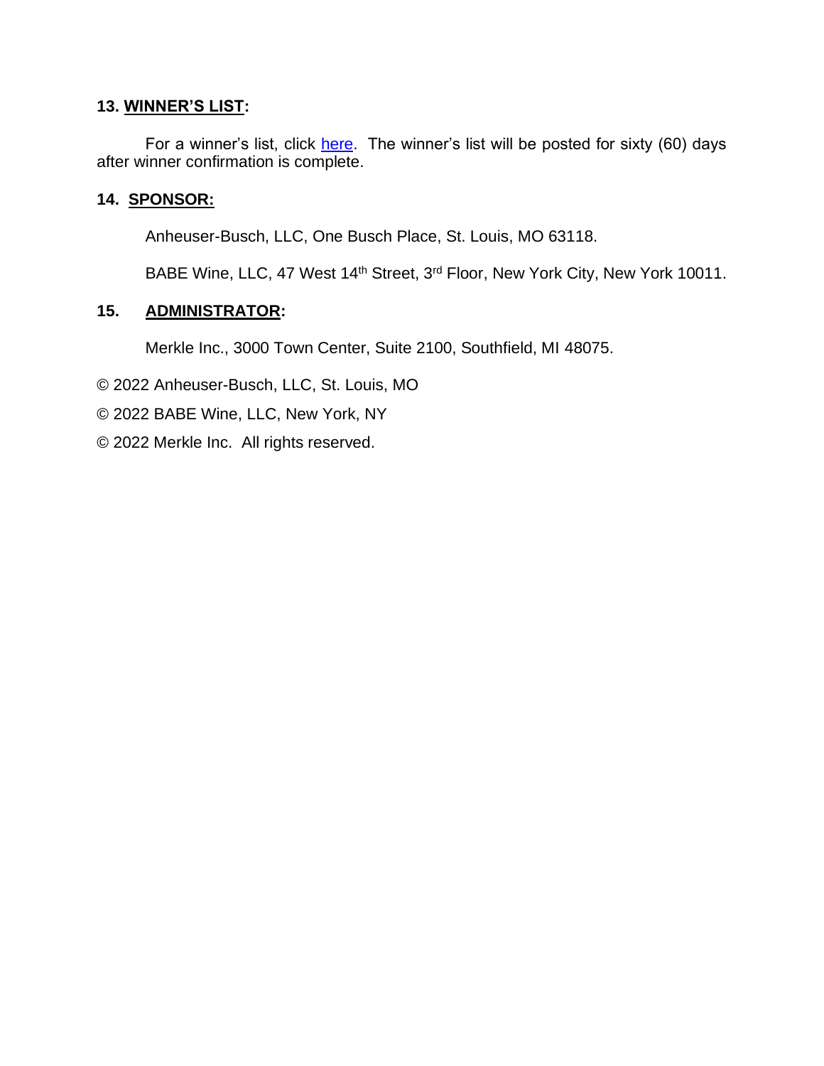**13. WINNER'S LIST:**

For a winner's list, click here. The winner's list will be posted for sixty (60) days after winner confirmation is complete.

**14. SPONSOR:**

Anheuser-Busch, LLC, One Busch Place, St. Louis, MO 63118.

BABE Wine, LLC, 47 West 14th Street, 3rd Floor, New York City, New York 10011.

**15. ADMINISTRATOR:**

Merkle Inc., 3000 Town Center, Suite 2100, Southfield, MI 48075.

© 2022 Anheuser-Busch, LLC, St. Louis, MO

© 2022 BABE Wine, LLC, New York, NY

© 2022 Merkle Inc. All rights reserved.